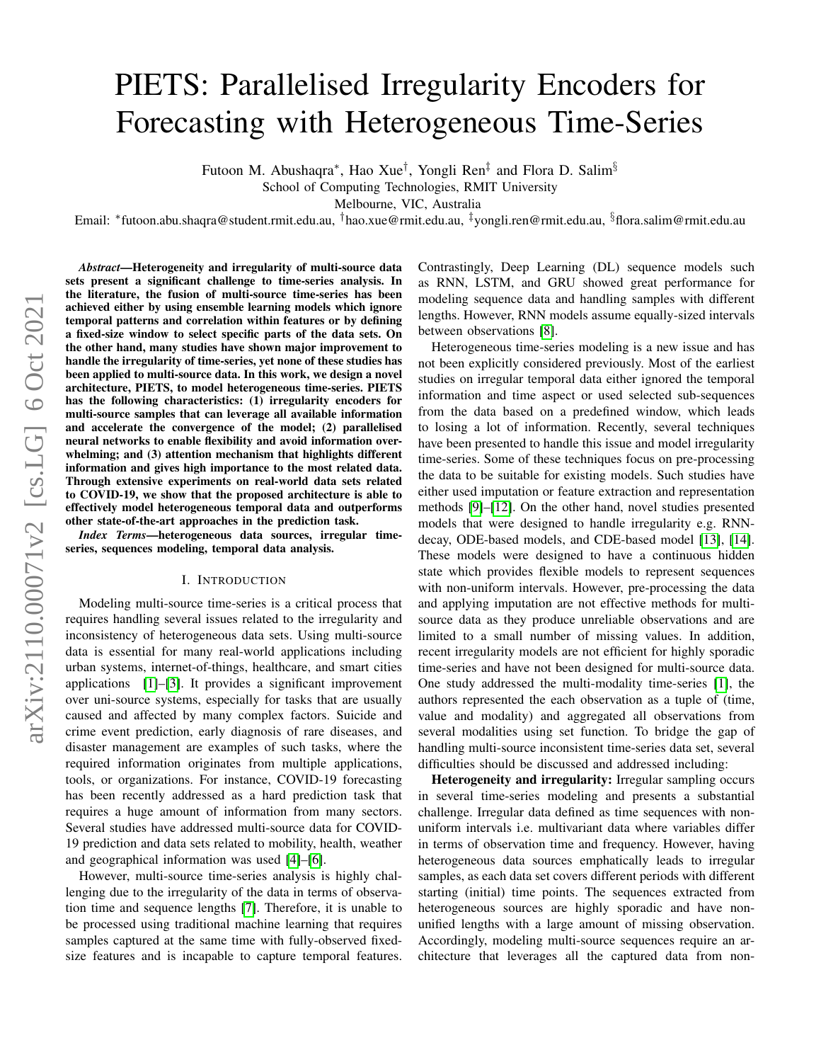# PIETS: Parallelised Irregularity Encoders for Forecasting with Heterogeneous Time-Series

Futoon M. Abushaqra*, Hao Xue†, Yongli Ren‡ and Flora D. Salim§

School of Computing Technologies, RMIT University

Melbourne, VIC, Australia

Email: *futoon.abu.shaqra@student.rmit.edu.au, †hao.xue@rmit.edu.au, ‡yongli.ren@rmit.edu.au, §flora.salim@rmit.edu.au

***Abstract*—Heterogeneity and irregularity of multi-source data sets present a significant challenge to time-series analysis. In the literature, the fusion of multi-source time-series has been achieved either by using ensemble learning models which ignore temporal patterns and correlation within features or by defining a fixed-size window to select specific parts of the data sets. On the other hand, many studies have shown major improvement to handle the irregularity of time-series, yet none of these studies has been applied to multi-source data. In this work, we design a novel architecture, PIETS, to model heterogeneous time-series. PIETS has the following characteristics: (1) irregularity encoders for multi-source samples that can leverage all available information and accelerate the convergence of the model; (2) parallelised neural networks to enable flexibility and avoid information overwhelming; and (3) attention mechanism that highlights different information and gives high importance to the most related data. Through extensive experiments on real-world data sets related to COVID-19, we show that the proposed architecture is able to effectively model heterogeneous temporal data and outperforms other state-of-the-art approaches in the prediction task.**

***Index Terms*—heterogeneous data sources, irregular time-series, sequences modeling, temporal data analysis.**

## I. Introduction

Modeling multi-source time-series is a critical process that requires handling several issues related to the irregularity and inconsistency of heterogeneous data sets. Using multi-source data is essential for many real-world applications including urban systems, internet-of-things, healthcare, and smart cities applications [1]–[3]. It provides a significant improvement over uni-source systems, especially for tasks that are usually caused and affected by many complex factors. Suicide and crime event prediction, early diagnosis of rare diseases, and disaster management are examples of such tasks, where the required information originates from multiple applications, tools, or organizations. For instance, COVID-19 forecasting has been recently addressed as a hard prediction task that requires a huge amount of information from many sectors. Several studies have addressed multi-source data for COVID-19 prediction and data sets related to mobility, health, weather and geographical information was used [4]–[6].

However, multi-source time-series analysis is highly challenging due to the irregularity of the data in terms of observation time and sequence lengths [7]. Therefore, it is unable to be processed using traditional machine learning that requires samples captured at the same time with fully-observed fixed-size features and is incapable to capture temporal features. Contrastingly, Deep Learning (DL) sequence models such as RNN, LSTM, and GRU showed great performance for modeling sequence data and handling samples with different lengths. However, RNN models assume equally-sized intervals between observations [8].

Heterogeneous time-series modeling is a new issue and has not been explicitly considered previously. Most of the earliest studies on irregular temporal data either ignored the temporal information and time aspect or used selected sub-sequences from the data based on a predefined window, which leads to losing a lot of information. Recently, several techniques have been presented to handle this issue and model irregularity time-series. Some of these techniques focus on pre-processing the data to be suitable for existing models. Such studies have either used imputation or feature extraction and representation methods [9]–[12]. On the other hand, novel studies presented models that were designed to handle irregularity e.g. RNN-decay, ODE-based models, and CDE-based model [13], [14]. These models were designed to have a continuous hidden state which provides flexible models to represent sequences with non-uniform intervals. However, pre-processing the data and applying imputation are not effective methods for multi-source data as they produce unreliable observations and are limited to a small number of missing values. In addition, recent irregularity models are not efficient for highly sporadic time-series and have not been designed for multi-source data. One study addressed the multi-modality time-series [1], the authors represented the each observation as a tuple of (time, value and modality) and aggregated all observations from several modalities using set function. To bridge the gap of handling multi-source inconsistent time-series data set, several difficulties should be discussed and addressed including:

**Heterogeneity and irregularity:** Irregular sampling occurs in several time-series modeling and presents a substantial challenge. Irregular data defined as time sequences with non-uniform intervals i.e. multivariant data where variables differ in terms of observation time and frequency. However, having heterogeneous data sources emphatically leads to irregular samples, as each data set covers different periods with different starting (initial) time points. The sequences extracted from heterogeneous sources are highly sporadic and have non-unified lengths with a large amount of missing observation. Accordingly, modeling multi-source sequences require an architecture that leverages all the captured data from non-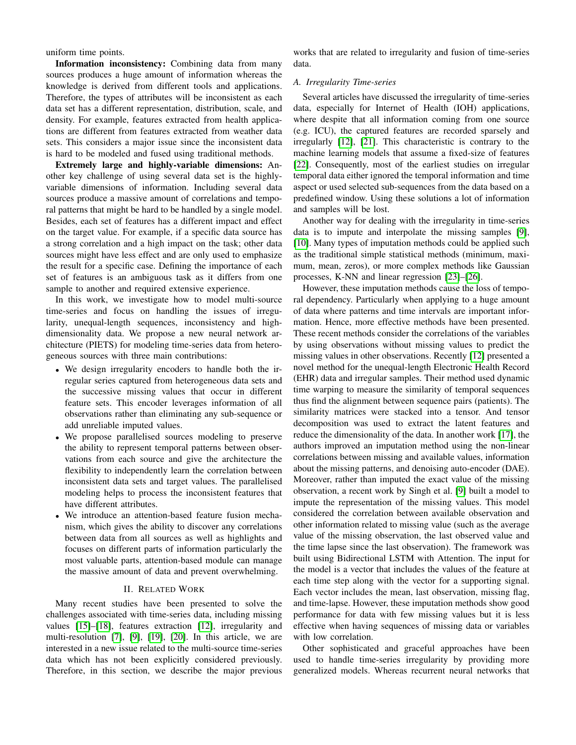uniform time points.

**Information inconsistency:** Combining data from many sources produces a huge amount of information whereas the knowledge is derived from different tools and applications. Therefore, the types of attributes will be inconsistent as each data set has a different representation, distribution, scale, and density. For example, features extracted from health applications are different from features extracted from weather data sets. This considers a major issue since the inconsistent data is hard to be modeled and fused using traditional methods.

**Extremely large and highly-variable dimensions:** Another key challenge of using several data set is the highly-variable dimensions of information. Including several data sources produce a massive amount of correlations and temporal patterns that might be hard to be handled by a single model. Besides, each set of features has a different impact and effect on the target value. For example, if a specific data source has a strong correlation and a high impact on the task; other data sources might have less effect and are only used to emphasize the result for a specific case. Defining the importance of each set of features is an ambiguous task as it differs from one sample to another and required extensive experience.

In this work, we investigate how to model multi-source time-series and focus on handling the issues of irregularity, unequal-length sequences, inconsistency and high-dimensionality data. We propose a new neural network architecture (PIETS) for modeling time-series data from heterogeneous sources with three main contributions:

- We design irregularity encoders to handle both the irregular series captured from heterogeneous data sets and the successive missing values that occur in different feature sets. This encoder leverages information of all observations rather than eliminating any sub-sequence or add unreliable imputed values.
- We propose parallelised sources modeling to preserve the ability to represent temporal patterns between observations from each source and give the architecture the flexibility to independently learn the correlation between inconsistent data sets and target values. The parallelised modeling helps to process the inconsistent features that have different attributes.
- We introduce an attention-based feature fusion mechanism, which gives the ability to discover any correlations between data from all sources as well as highlights and focuses on different parts of information particularly the most valuable parts, attention-based module can manage the massive amount of data and prevent overwhelming.

## II. Related Work

Many recent studies have been presented to solve the challenges associated with time-series data, including missing values [15]–[18], features extraction [12], irregularity and multi-resolution [7], [9], [19], [20]. In this article, we are interested in a new issue related to the multi-source time-series data which has not been explicitly considered previously. Therefore, in this section, we describe the major previous works that are related to irregularity and fusion of time-series data.

### A. Irregularity Time-series

Several articles have discussed the irregularity of time-series data, especially for Internet of Health (IOH) applications, where despite that all information coming from one source (e.g. ICU), the captured features are recorded sparsely and irregularly [12], [21]. This characteristic is contrary to the machine learning models that assume a fixed-size of features [22]. Consequently, most of the earliest studies on irregular temporal data either ignored the temporal information and time aspect or used selected sub-sequences from the data based on a predefined window. Using these solutions a lot of information and samples will be lost.

Another way for dealing with the irregularity in time-series data is to impute and interpolate the missing samples [9], [10]. Many types of imputation methods could be applied such as the traditional simple statistical methods (minimum, maximum, mean, zeros), or more complex methods like Gaussian processes, K-NN and linear regression [23]–[26].

However, these imputation methods cause the loss of temporal dependency. Particularly when applying to a huge amount of data where patterns and time intervals are important information. Hence, more effective methods have been presented. These recent methods consider the correlations of the variables by using observations without missing values to predict the missing values in other observations. Recently [12] presented a novel method for the unequal-length Electronic Health Record (EHR) data and irregular samples. Their method used dynamic time warping to measure the similarity of temporal sequences thus find the alignment between sequence pairs (patients). The similarity matrices were stacked into a tensor. And tensor decomposition was used to extract the latent features and reduce the dimensionality of the data. In another work [17], the authors improved an imputation method using the non-linear correlations between missing and available values, information about the missing patterns, and denoising auto-encoder (DAE). Moreover, rather than imputed the exact value of the missing observation, a recent work by Singh et al. [9] built a model to impute the representation of the missing values. This model considered the correlation between available observation and other information related to missing value (such as the average value of the missing observation, the last observed value and the time lapse since the last observation). The framework was built using Bidirectional LSTM with Attention. The input for the model is a vector that includes the values of the feature at each time step along with the vector for a supporting signal. Each vector includes the mean, last observation, missing flag, and time-lapse. However, these imputation methods show good performance for data with few missing values but it is less effective when having sequences of missing data or variables with low correlation.

Other sophisticated and graceful approaches have been used to handle time-series irregularity by providing more generalized models. Whereas recurrent neural networks that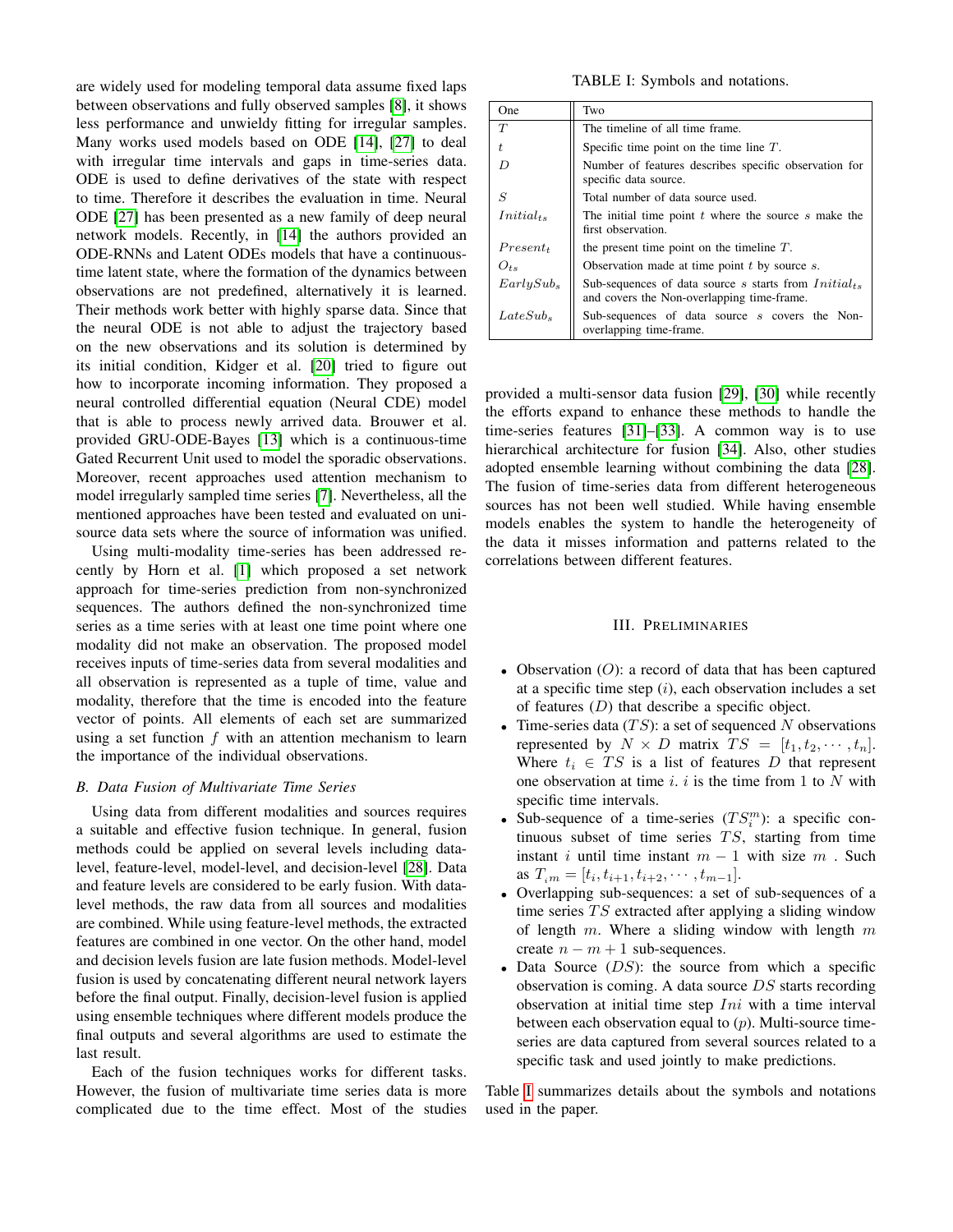are widely used for modeling temporal data assume fixed laps between observations and fully observed samples [8], it shows less performance and unwieldy fitting for irregular samples. Many works used models based on ODE [14], [27] to deal with irregular time intervals and gaps in time-series data. ODE is used to define derivatives of the state with respect to time. Therefore it describes the evaluation in time. Neural ODE [27] has been presented as a new family of deep neural network models. Recently, in [14] the authors provided an ODE-RNNs and Latent ODEs models that have a continuous-time latent state, where the formation of the dynamics between observations are not predefined, alternatively it is learned. Their methods work better with highly sparse data. Since that the neural ODE is not able to adjust the trajectory based on the new observations and its solution is determined by its initial condition, Kidger et al. [20] tried to figure out how to incorporate incoming information. They proposed a neural controlled differential equation (Neural CDE) model that is able to process newly arrived data. Brouwer et al. provided GRU-ODE-Bayes [13] which is a continuous-time Gated Recurrent Unit used to model the sporadic observations. Moreover, recent approaches used attention mechanism to model irregularly sampled time series [7]. Nevertheless, all the mentioned approaches have been tested and evaluated on uni-source data sets where the source of information was unified.

Using multi-modality time-series has been addressed recently by Horn et al. [1] which proposed a set network approach for time-series prediction from non-synchronized sequences. The authors defined the non-synchronized time series as a time series with at least one time point where one modality did not make an observation. The proposed model receives inputs of time-series data from several modalities and all observation is represented as a tuple of time, value and modality, therefore that the time is encoded into the feature vector of points. All elements of each set are summarized using a set function $f$ with an attention mechanism to learn the importance of the individual observations.

### B. Data Fusion of Multivariate Time Series

Using data from different modalities and sources requires a suitable and effective fusion technique. In general, fusion methods could be applied on several levels including data-level, feature-level, model-level, and decision-level [28]. Data and feature levels are considered to be early fusion. With data-level methods, the raw data from all sources and modalities are combined. While using feature-level methods, the extracted features are combined in one vector. On the other hand, model and decision levels fusion are late fusion methods. Model-level fusion is used by concatenating different neural network layers before the final output. Finally, decision-level fusion is applied using ensemble techniques where different models produce the final outputs and several algorithms are used to estimate the last result.

Each of the fusion techniques works for different tasks. However, the fusion of multivariate time series data is more complicated due to the time effect. Most of the studies provided a multi-sensor data fusion [29], [30] while recently the efforts expand to enhance these methods to handle the time-series features [31]–[33]. A common way is to use hierarchical architecture for fusion [34]. Also, other studies adopted ensemble learning without combining the data [28]. The fusion of time-series data from different heterogeneous sources has not been well studied. While having ensemble models enables the system to handle the heterogeneity of the data it misses information and patterns related to the correlations between different features.

TABLE I: Symbols and notations.

| One | Two |
|---|---|
| $T$ | The timeline of all time frame. |
| $t$ | Specific time point on the time line $T$. |
| $D$ | Number of features describes specific observation for specific data source. |
| $S$ | Total number of data source used. |
| $Initial_{ts}$ | The initial time point $t$ where the source $s$ make the first observation. |
| $Present_t$ | the present time point on the timeline $T$. |
| $O_{ts}$ | Observation made at time point $t$ by source $s$. |
| $EarlySub_s$ | Sub-sequences of data source $s$ starts from $Initial_{ts}$ and covers the Non-overlapping time-frame. |
| $LateSub_s$ | Sub-sequences of data source $s$ covers the Non-overlapping time-frame. |

## III. Preliminaries

- Observation ($O$): a record of data that has been captured at a specific time step ($i$), each observation includes a set of features ($D$) that describe a specific object.
- Time-series data ($TS$): a set of sequenced $N$ observations represented by $N \times D$ matrix $TS = [t_1, t_2, \cdots, t_n]$. Where $t_i \in TS$ is a list of features $D$ that represent one observation at time $i$. $i$ is the time from 1 to $N$ with specific time intervals.
- Sub-sequence of a time-series ($TS_i^m$): a specific continuous subset of time series $TS$, starting from time instant $i$ until time instant $m-1$ with size $m$ . Such as $T_{im} = [t_i, t_{i+1}, t_{i+2}, \cdots, t_{m-1}]$.
- Overlapping sub-sequences: a set of sub-sequences of a time series $TS$ extracted after applying a sliding window of length $m$. Where a sliding window with length $m$ create $n - m + 1$ sub-sequences.
- Data Source ($DS$): the source from which a specific observation is coming. A data source $DS$ starts recording observation at initial time step $Ini$ with a time interval between each observation equal to ($p$). Multi-source time-series are data captured from several sources related to a specific task and used jointly to make predictions.

Table I summarizes details about the symbols and notations used in the paper.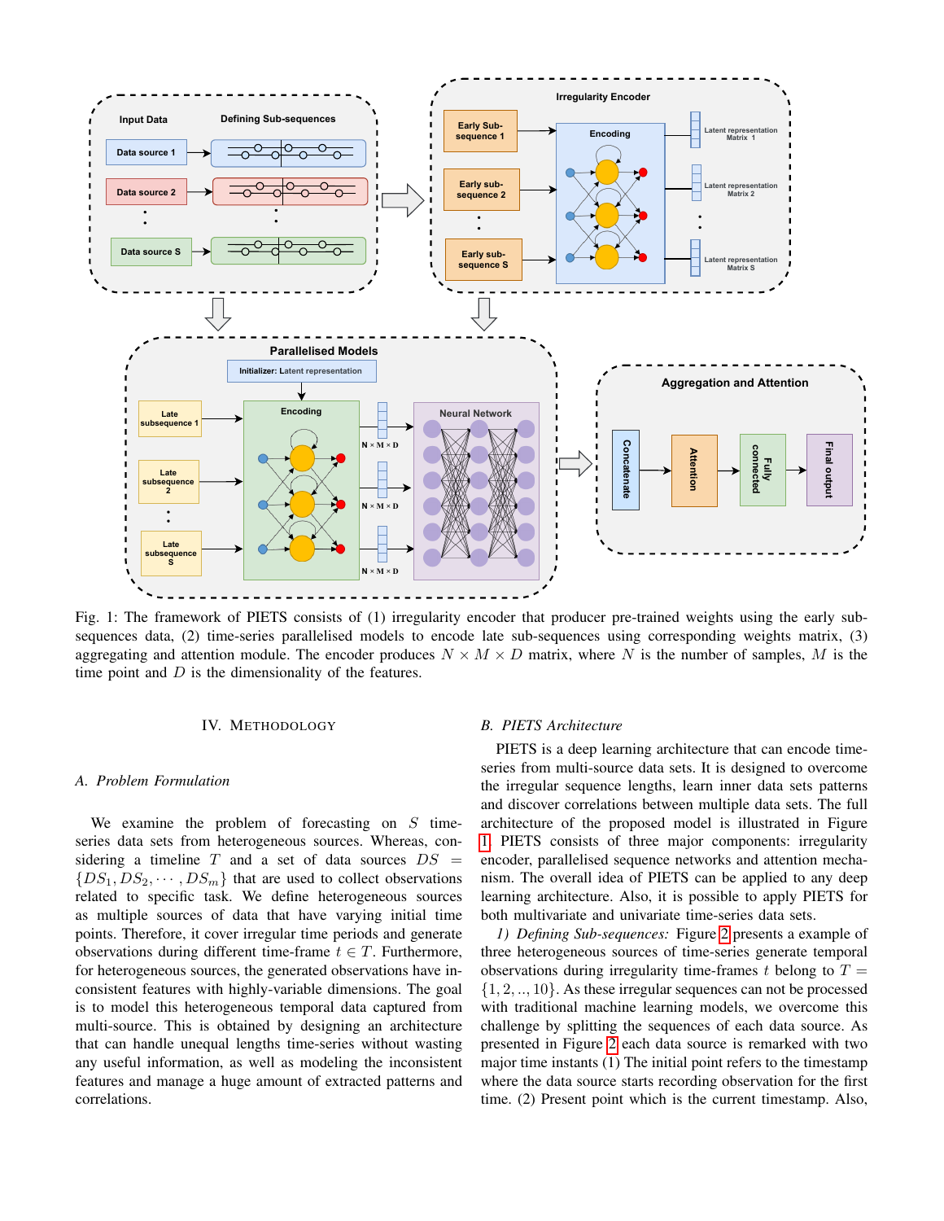Fig. 1: The framework of PIETS consists of (1) irregularity encoder that producer pre-trained weights using the early sub-sequences data, (2) time-series parallelised models to encode late sub-sequences using corresponding weights matrix, (3) aggregating and attention module. The encoder produces $N \times M \times D$ matrix, where $N$ is the number of samples, $M$ is the time point and $D$ is the dimensionality of the features.

## IV. Methodology

### A. Problem Formulation

We examine the problem of forecasting on $S$ time-series data sets from heterogeneous sources. Whereas, considering a timeline $T$ and a set of data sources $DS = \{DS_1, DS_2, \cdots, DS_m\}$ that are used to collect observations related to specific task. We define heterogeneous sources as multiple sources of data that have varying initial time points. Therefore, it cover irregular time periods and generate observations during different time-frame $t \in T$. Furthermore, for heterogeneous sources, the generated observations have inconsistent features with highly-variable dimensions. The goal is to model this heterogeneous temporal data captured from multi-source. This is obtained by designing an architecture that can handle unequal lengths time-series without wasting any useful information, as well as modeling the inconsistent features and manage a huge amount of extracted patterns and correlations.

### B. PIETS Architecture

PIETS is a deep learning architecture that can encode time-series from multi-source data sets. It is designed to overcome the irregular sequence lengths, learn inner data sets patterns and discover correlations between multiple data sets. The full architecture of the proposed model is illustrated in Figure 1. PIETS consists of three major components: irregularity encoder, parallelised sequence networks and attention mechanism. The overall idea of PIETS can be applied to any deep learning architecture. Also, it is possible to apply PIETS for both multivariate and univariate time-series data sets.

*1) Defining Sub-sequences:* Figure 2 presents a example of three heterogeneous sources of time-series generate temporal observations during irregularity time-frames $t$ belong to $T = \{1, 2, .., 10\}$. As these irregular sequences can not be processed with traditional machine learning models, we overcome this challenge by splitting the sequences of each data source. As presented in Figure 2 each data source is remarked with two major time instants (1) The initial point refers to the timestamp where the data source starts recording observation for the first time. (2) Present point which is the current timestamp. Also,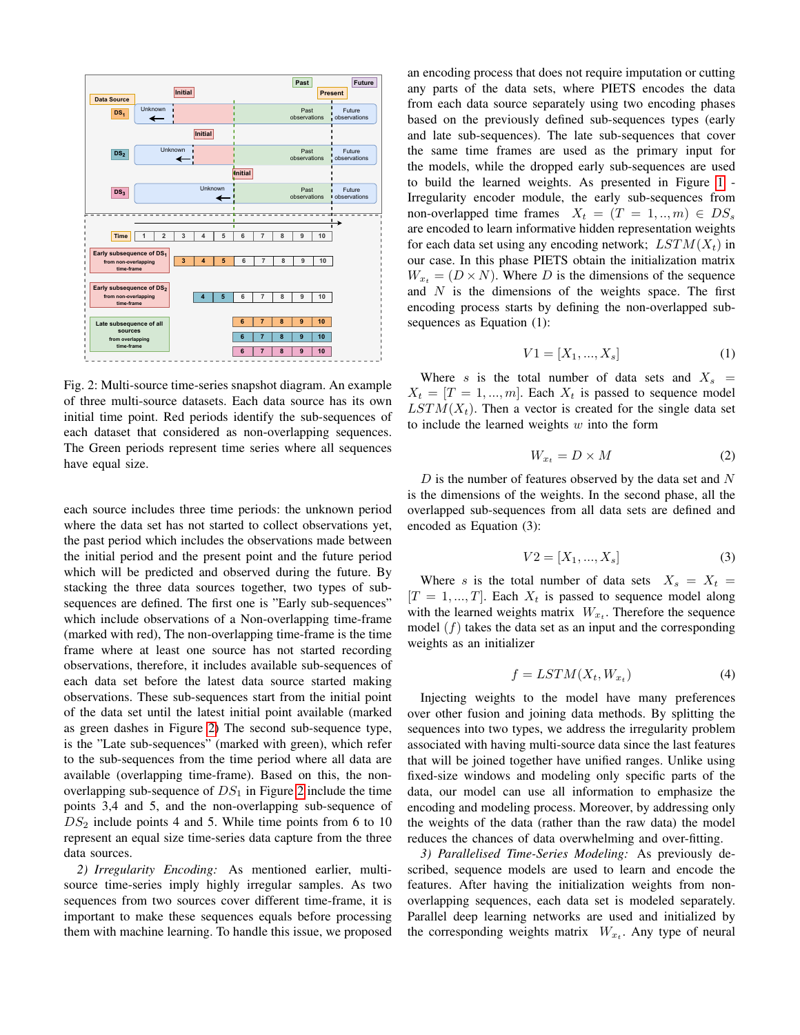Fig. 2: Multi-source time-series snapshot diagram. An example of three multi-source datasets. Each data source has its own initial time point. Red periods identify the sub-sequences of each dataset that considered as non-overlapping sequences. The Green periods represent time series where all sequences have equal size.

each source includes three time periods: the unknown period where the data set has not started to collect observations yet, the past period which includes the observations made between the initial period and the present point and the future period which will be predicted and observed during the future. By stacking the three data sources together, two types of sub-sequences are defined. The first one is "Early sub-sequences" which include observations of a Non-overlapping time-frame (marked with red), The non-overlapping time-frame is the time frame where at least one source has not started recording observations, therefore, it includes available sub-sequences of each data set before the latest data source started making observations. These sub-sequences start from the initial point of the data set until the latest initial point available (marked as green dashes in Figure 2) The second sub-sequence type, is the "Late sub-sequences" (marked with green), which refer to the sub-sequences from the time period where all data are available (overlapping time-frame). Based on this, the non-overlapping sub-sequence of $DS_1$ in Figure 2 include the time points 3,4 and 5, and the non-overlapping sub-sequence of $DS_2$ include points 4 and 5. While time points from 6 to 10 represent an equal size time-series data capture from the three data sources.

*2) Irregularity Encoding:* As mentioned earlier, multi-source time-series imply highly irregular samples. As two sequences from two sources cover different time-frame, it is important to make these sequences equals before processing them with machine learning. To handle this issue, we proposed an encoding process that does not require imputation or cutting any parts of the data sets, where PIETS encodes the data from each data source separately using two encoding phases based on the previously defined sub-sequences types (early and late sub-sequences). The late sub-sequences that cover the same time frames are used as the primary input for the models, while the dropped early sub-sequences are used to build the learned weights. As presented in Figure 1 - Irregularity encoder module, the early sub-sequences from non-overlapped time frames $X_t = (T = 1, .., m) \in DS_s$ are encoded to learn informative hidden representation weights for each data set using any encoding network; $LSTM(X_t)$ in our case. In this phase PIETS obtain the initialization matrix $W_{x_t} = (D \times N)$. Where $D$ is the dimensions of the sequence and $N$ is the dimensions of the weights space. The first encoding process starts by defining the non-overlapped sub-sequences as Equation (1):

$$V1 = [X_1, ..., X_s] \tag{1}$$

Where $s$ is the total number of data sets and $X_s = X_t = [T = 1, ..., m]$. Each $X_t$ is passed to sequence model $LSTM(X_t)$. Then a vector is created for the single data set to include the learned weights $w$ into the form

$$W_{x_t} = D \times M \tag{2}$$

$D$ is the number of features observed by the data set and $N$ is the dimensions of the weights. In the second phase, all the overlapped sub-sequences from all data sets are defined and encoded as Equation (3):

$$V2 = [X_1, ..., X_s] \tag{3}$$

Where $s$ is the total number of data sets $X_s = X_t = [T = 1, ..., T]$. Each $X_t$ is passed to sequence model along with the learned weights matrix $W_{x_t}$. Therefore the sequence model $(f)$ takes the data set as an input and the corresponding weights as an initializer

$$f = LSTM(X_t, W_{x_t}) \tag{4}$$

Injecting weights to the model have many preferences over other fusion and joining data methods. By splitting the sequences into two types, we address the irregularity problem associated with having multi-source data since the last features that will be joined together have unified ranges. Unlike using fixed-size windows and modeling only specific parts of the data, our model can use all information to emphasize the encoding and modeling process. Moreover, by addressing only the weights of the data (rather than the raw data) the model reduces the chances of data overwhelming and over-fitting.

*3) Parallelised Time-Series Modeling:* As previously described, sequence models are used to learn and encode the features. After having the initialization weights from non-overlapping sequences, each data set is modeled separately. Parallel deep learning networks are used and initialized by the corresponding weights matrix $W_{x_t}$. Any type of neural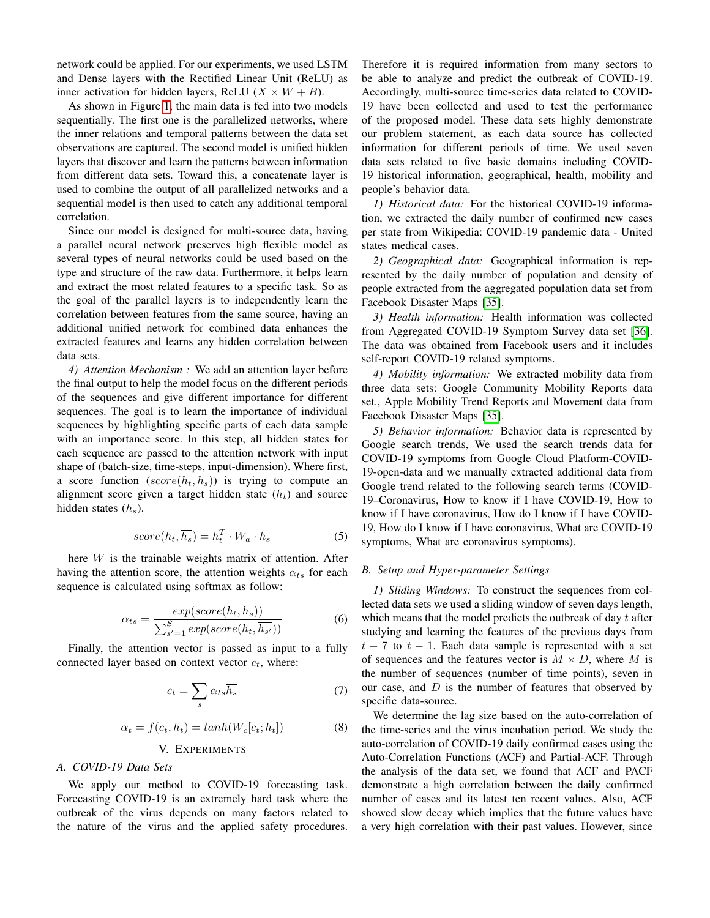network could be applied. For our experiments, we used LSTM and Dense layers with the Rectified Linear Unit (ReLU) as inner activation for hidden layers, ReLU ($X \times W + B$).

As shown in Figure 1, the main data is fed into two models sequentially. The first one is the parallelized networks, where the inner relations and temporal patterns between the data set observations are captured. The second model is unified hidden layers that discover and learn the patterns between information from different data sets. Toward this, a concatenate layer is used to combine the output of all parallelized networks and a sequential model is then used to catch any additional temporal correlation.

Since our model is designed for multi-source data, having a parallel neural network preserves high flexible model as several types of neural networks could be used based on the type and structure of the raw data. Furthermore, it helps learn and extract the most related features to a specific task. So as the goal of the parallel layers is to independently learn the correlation between features from the same source, having an additional unified network for combined data enhances the extracted features and learns any hidden correlation between data sets.

*4) Attention Mechanism :* We add an attention layer before the final output to help the model focus on the different periods of the sequences and give different importance for different sequences. The goal is to learn the importance of individual sequences by highlighting specific parts of each data sample with an importance score. In this step, all hidden states for each sequence are passed to the attention network with input shape of (batch-size, time-steps, input-dimension). Where first, a score function ($score(h_t, h_s)$) is trying to compute an alignment score given a target hidden state ($h_t$) and source hidden states ($h_s$).

$$score(h_t, \overline{h_s}) = h_t^T \cdot W_a \cdot h_s \tag{5}$$

here $W$ is the trainable weights matrix of attention. After having the attention score, the attention weights $\alpha_{ts}$ for each sequence is calculated using softmax as follow:

$$\alpha_{ts} = \frac{exp(score(h_t, \overline{h_s}))}{\sum_{s'=1}^{S} exp(score(h_t, \overline{h_{s'}}))} \tag{6}$$

Finally, the attention vector is passed as input to a fully connected layer based on context vector $c_t$, where:

$$c_t = \sum_{s} \alpha_{ts} \overline{h_s} \tag{7}$$

$$\alpha_t = f(c_t, h_t) = tanh(W_c[c_t; h_t]) \tag{8}$$

## V. Experiments

### A. COVID-19 Data Sets

We apply our method to COVID-19 forecasting task. Forecasting COVID-19 is an extremely hard task where the outbreak of the virus depends on many factors related to the nature of the virus and the applied safety procedures. Therefore it is required information from many sectors to be able to analyze and predict the outbreak of COVID-19. Accordingly, multi-source time-series data related to COVID-19 have been collected and used to test the performance of the proposed model. These data sets highly demonstrate our problem statement, as each data source has collected information for different periods of time. We used seven data sets related to five basic domains including COVID-19 historical information, geographical, health, mobility and people's behavior data.

*1) Historical data:* For the historical COVID-19 information, we extracted the daily number of confirmed new cases per state from Wikipedia: COVID-19 pandemic data - United states medical cases.

*2) Geographical data:* Geographical information is represented by the daily number of population and density of people extracted from the aggregated population data set from Facebook Disaster Maps [35].

*3) Health information:* Health information was collected from Aggregated COVID-19 Symptom Survey data set [36]. The data was obtained from Facebook users and it includes self-report COVID-19 related symptoms.

*4) Mobility information:* We extracted mobility data from three data sets: Google Community Mobility Reports data set., Apple Mobility Trend Reports and Movement data from Facebook Disaster Maps [35].

*5) Behavior information:* Behavior data is represented by Google search trends, We used the search trends data for COVID-19 symptoms from Google Cloud Platform-COVID-19-open-data and we manually extracted additional data from Google trend related to the following search terms (COVID-19–Coronavirus, How to know if I have COVID-19, How to know if I have coronavirus, How do I know if I have COVID-19, How do I know if I have coronavirus, What are COVID-19 symptoms, What are coronavirus symptoms).

### B. Setup and Hyper-parameter Settings

*1) Sliding Windows:* To construct the sequences from collected data sets we used a sliding window of seven days length, which means that the model predicts the outbreak of day $t$ after studying and learning the features of the previous days from $t-7$ to $t-1$. Each data sample is represented with a set of sequences and the features vector is $M \times D$, where $M$ is the number of sequences (number of time points), seven in our case, and $D$ is the number of features that observed by specific data-source.

We determine the lag size based on the auto-correlation of the time-series and the virus incubation period. We study the auto-correlation of COVID-19 daily confirmed cases using the Auto-Correlation Functions (ACF) and Partial-ACF. Through the analysis of the data set, we found that ACF and PACF demonstrate a high correlation between the daily confirmed number of cases and its latest ten recent values. Also, ACF showed slow decay which implies that the future values have a very high correlation with their past values. However, since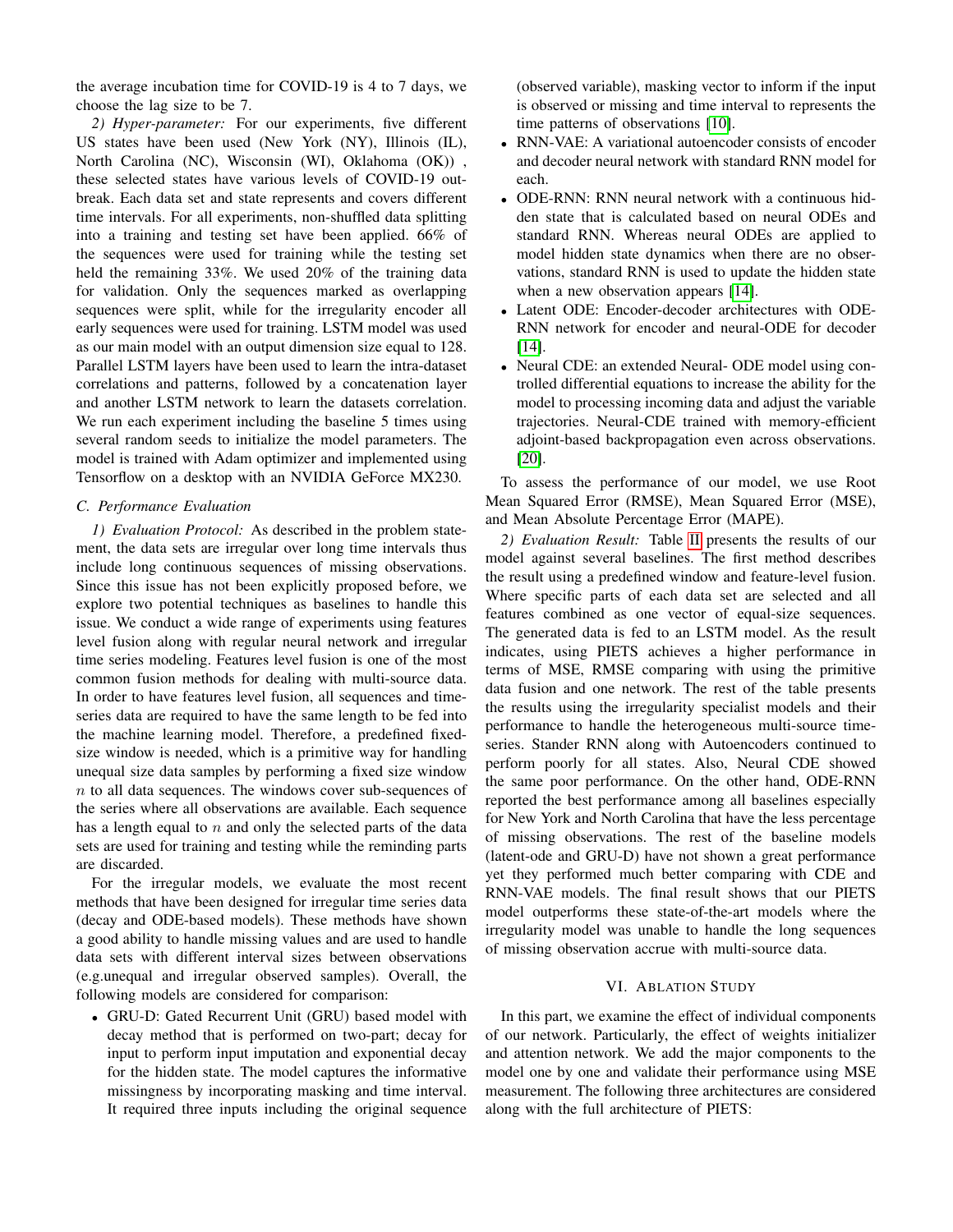the average incubation time for COVID-19 is 4 to 7 days, we choose the lag size to be 7.

*2) Hyper-parameter:* For our experiments, five different US states have been used (New York (NY), Illinois (IL), North Carolina (NC), Wisconsin (WI), Oklahoma (OK)) , these selected states have various levels of COVID-19 outbreak. Each data set and state represents and covers different time intervals. For all experiments, non-shuffled data splitting into a training and testing set have been applied. 66% of the sequences were used for training while the testing set held the remaining 33%. We used 20% of the training data for validation. Only the sequences marked as overlapping sequences were split, while for the irregularity encoder all early sequences were used for training. LSTM model was used as our main model with an output dimension size equal to 128. Parallel LSTM layers have been used to learn the intra-dataset correlations and patterns, followed by a concatenation layer and another LSTM network to learn the datasets correlation. We run each experiment including the baseline 5 times using several random seeds to initialize the model parameters. The model is trained with Adam optimizer and implemented using Tensorflow on a desktop with an NVIDIA GeForce MX230.

### C. Performance Evaluation

*1) Evaluation Protocol:* As described in the problem statement, the data sets are irregular over long time intervals thus include long continuous sequences of missing observations. Since this issue has not been explicitly proposed before, we explore two potential techniques as baselines to handle this issue. We conduct a wide range of experiments using features level fusion along with regular neural network and irregular time series modeling. Features level fusion is one of the most common fusion methods for dealing with multi-source data. In order to have features level fusion, all sequences and time-series data are required to have the same length to be fed into the machine learning model. Therefore, a predefined fixed-size window is needed, which is a primitive way for handling unequal size data samples by performing a fixed size window $n$ to all data sequences. The windows cover sub-sequences of the series where all observations are available. Each sequence has a length equal to $n$ and only the selected parts of the data sets are used for training and testing while the reminding parts are discarded.

For the irregular models, we evaluate the most recent methods that have been designed for irregular time series data (decay and ODE-based models). These methods have shown a good ability to handle missing values and are used to handle data sets with different interval sizes between observations (e.g.unequal and irregular observed samples). Overall, the following models are considered for comparison:

- GRU-D: Gated Recurrent Unit (GRU) based model with decay method that is performed on two-part; decay for input to perform input imputation and exponential decay for the hidden state. The model captures the informative missingness by incorporating masking and time interval. It required three inputs including the original sequence (observed variable), masking vector to inform if the input is observed or missing and time interval to represents the time patterns of observations [10].
- RNN-VAE: A variational autoencoder consists of encoder and decoder neural network with standard RNN model for each.
- ODE-RNN: RNN neural network with a continuous hidden state that is calculated based on neural ODEs and standard RNN. Whereas neural ODEs are applied to model hidden state dynamics when there are no observations, standard RNN is used to update the hidden state when a new observation appears [14].
- Latent ODE: Encoder-decoder architectures with ODE-RNN network for encoder and neural-ODE for decoder [14].
- Neural CDE: an extended Neural- ODE model using controlled differential equations to increase the ability for the model to processing incoming data and adjust the variable trajectories. Neural-CDE trained with memory-efficient adjoint-based backpropagation even across observations. [20].

To assess the performance of our model, we use Root Mean Squared Error (RMSE), Mean Squared Error (MSE), and Mean Absolute Percentage Error (MAPE).

*2) Evaluation Result:* Table II presents the results of our model against several baselines. The first method describes the result using a predefined window and feature-level fusion. Where specific parts of each data set are selected and all features combined as one vector of equal-size sequences. The generated data is fed to an LSTM model. As the result indicates, using PIETS achieves a higher performance in terms of MSE, RMSE comparing with using the primitive data fusion and one network. The rest of the table presents the results using the irregularity specialist models and their performance to handle the heterogeneous multi-source time-series. Stander RNN along with Autoencoders continued to perform poorly for all states. Also, Neural CDE showed the same poor performance. On the other hand, ODE-RNN reported the best performance among all baselines especially for New York and North Carolina that have the less percentage of missing observations. The rest of the baseline models (latent-ode and GRU-D) have not shown a great performance yet they performed much better comparing with CDE and RNN-VAE models. The final result shows that our PIETS model outperforms these state-of-the-art models where the irregularity model was unable to handle the long sequences of missing observation accrue with multi-source data.

## VI. Ablation Study

In this part, we examine the effect of individual components of our network. Particularly, the effect of weights initializer and attention network. We add the major components to the model one by one and validate their performance using MSE measurement. The following three architectures are considered along with the full architecture of PIETS: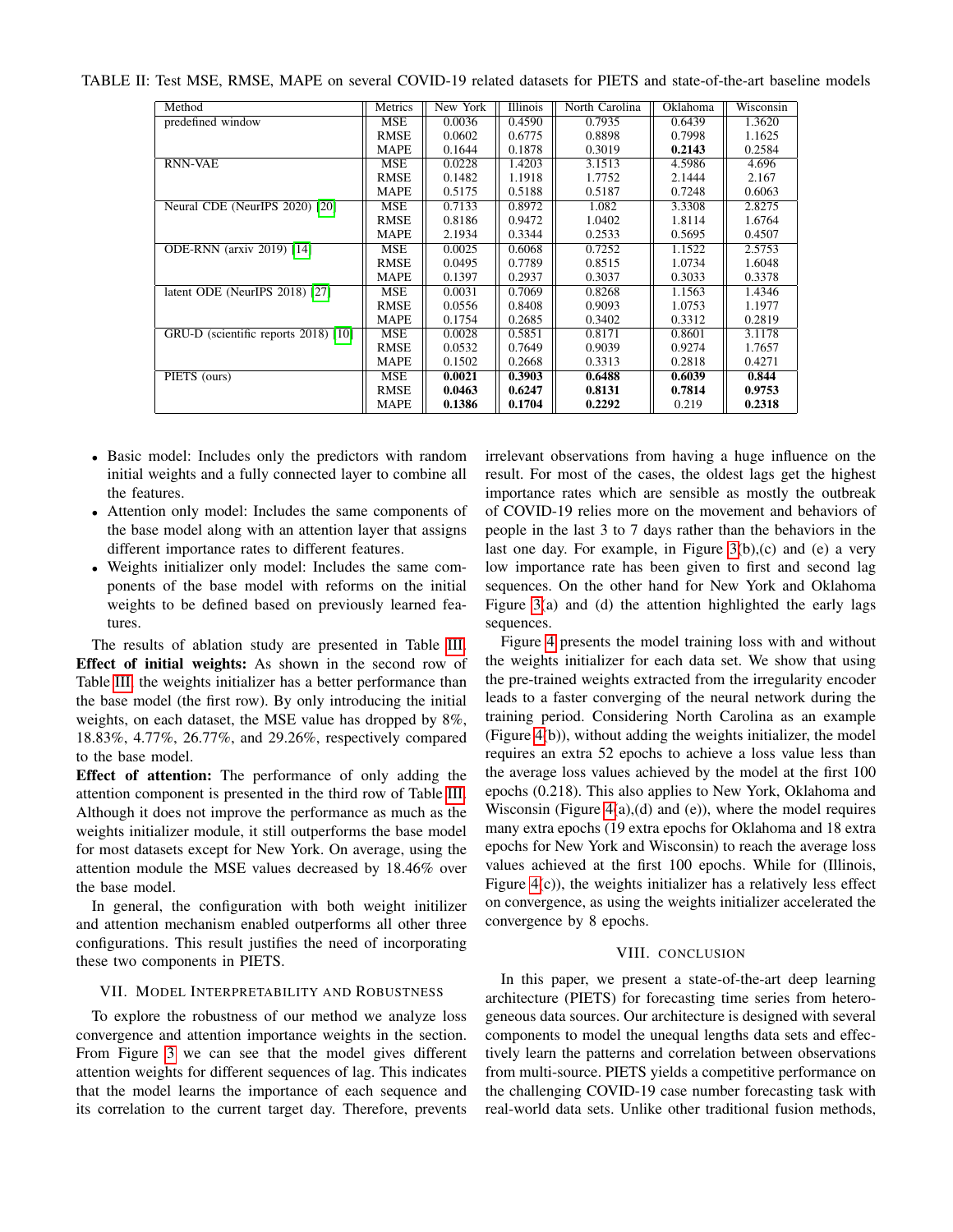TABLE II: Test MSE, RMSE, MAPE on several COVID-19 related datasets for PIETS and state-of-the-art baseline models

| Method | Metrics | New York | Illinois | North Carolina | Oklahoma | Wisconsin |
|---|---|---|---|---|---|---|
| predefined window | MSE | 0.0036 | 0.4590 | 0.7935 | 0.6439 | 1.3620 |
| | RMSE | 0.0602 | 0.6775 | 0.8898 | 0.7998 | 1.1625 |
| | MAPE | 0.1644 | 0.1878 | 0.3019 | **0.2143** | 0.2584 |
| RNN-VAE | MSE | 0.0228 | 1.4203 | 3.1513 | 4.5986 | 4.696 |
| | RMSE | 0.1482 | 1.1918 | 1.7752 | 2.1444 | 2.167 |
| | MAPE | 0.5175 | 0.5187 | 0.5188 | 0.7248 | 0.6063 |
| Neural CDE (NeurIPS 2020) [20] | MSE | 0.7133 | 0.8972 | 1.082 | 3.3308 | 2.8275 |
| | RMSE | 0.8186 | 0.9472 | 1.0402 | 1.8114 | 1.6764 |
| | MAPE | 2.1934 | 0.3344 | 0.2533 | 0.5695 | 0.4507 |
| ODE-RNN (arxiv 2019) [14] | MSE | 0.0025 | 0.6068 | 0.7252 | 1.1522 | 2.5753 |
| | RMSE | 0.0495 | 0.7789 | 0.8515 | 1.0734 | 1.6048 |
| | MAPE | 0.1397 | 0.2937 | 0.3037 | 0.3033 | 0.3378 |
| latent ODE (NeurIPS 2018) [27] | MSE | 0.0031 | 0.7069 | 0.8268 | 1.1563 | 1.4346 |
| | RMSE | 0.0556 | 0.8408 | 0.9093 | 1.0753 | 1.1977 |
| | MAPE | 0.1754 | 0.2685 | 0.3402 | 0.3312 | 0.2819 |
| GRU-D (scientific reports 2018) [10] | MSE | 0.0028 | 0.5851 | 0.8171 | 0.8601 | 3.1178 |
| | RMSE | 0.0532 | 0.7649 | 0.9039 | 0.9274 | 1.7657 |
| | MAPE | 0.1502 | 0.2668 | 0.3313 | 0.2818 | 0.4271 |
| PIETS (ours) | MSE | **0.0021** | **0.3903** | **0.6488** | **0.6039** | **0.844** |
| | RMSE | **0.0463** | **0.6247** | **0.8131** | **0.7814** | **0.9753** |
| | MAPE | **0.1386** | **0.1704** | **0.2292** | 0.219 | **0.2318** |

- Basic model: Includes only the predictors with random initial weights and a fully connected layer to combine all the features.
- Attention only model: Includes the same components of the base model along with an attention layer that assigns different importance rates to different features.
- Weights initializer only model: Includes the same components of the base model with reforms on the initial weights to be defined based on previously learned features.

The results of ablation study are presented in Table III.

**Effect of initial weights:** As shown in the second row of Table III, the weights initializer has a better performance than the base model (the first row). By only introducing the initial weights, on each dataset, the MSE value has dropped by 8%, 18.83%, 4.77%, 26.77%, and 29.26%, respectively compared to the base model.

**Effect of attention:** The performance of only adding the attention component is presented in the third row of Table III. Although it does not improve the performance as much as the weights initializer module, it still outperforms the base model for most datasets except for New York. On average, using the attention module the MSE values decreased by 18.46% over the base model.

In general, the configuration with both weight initilizer and attention mechanism enabled outperforms all other three configurations. This result justifies the need of incorporating these two components in PIETS.

## VII. Model Interpretability and Robustness

To explore the robustness of our method we analyze loss convergence and attention importance weights in the section. From Figure 3 we can see that the model gives different attention weights for different sequences of lag. This indicates that the model learns the importance of each sequence and its correlation to the current target day. Therefore, prevents irrelevant observations from having a huge influence on the result. For most of the cases, the oldest lags get the highest importance rates which are sensible as mostly the outbreak of COVID-19 relies more on the movement and behaviors of people in the last 3 to 7 days rather than the behaviors in the last one day. For example, in Figure 3(b),(c) and (e) a very low importance rate has been given to first and second lag sequences. On the other hand for New York and Oklahoma Figure 3(a) and (d) the attention highlighted the early lags sequences.

Figure 4 presents the model training loss with and without the weights initializer for each data set. We show that using the pre-trained weights extracted from the irregularity encoder leads to a faster converging of the neural network during the training period. Considering North Carolina as an example (Figure 4(b)), without adding the weights initializer, the model requires an extra 52 epochs to achieve a loss value less than the average loss values achieved by the model at the first 100 epochs (0.218). This also applies to New York, Oklahoma and Wisconsin (Figure 4(a),(d) and (e)), where the model requires many extra epochs (19 extra epochs for Oklahoma and 18 extra epochs for New York and Wisconsin) to reach the average loss values achieved at the first 100 epochs. While for (Illinois, Figure 4(c)), the weights initializer has a relatively less effect on convergence, as using the weights initializer accelerated the convergence by 8 epochs.

## VIII. Conclusion

In this paper, we present a state-of-the-art deep learning architecture (PIETS) for forecasting time series from heterogeneous data sources. Our architecture is designed with several components to model the unequal lengths data sets and effectively learn the patterns and correlation between observations from multi-source. PIETS yields a competitive performance on the challenging COVID-19 case number forecasting task with real-world data sets. Unlike other traditional fusion methods,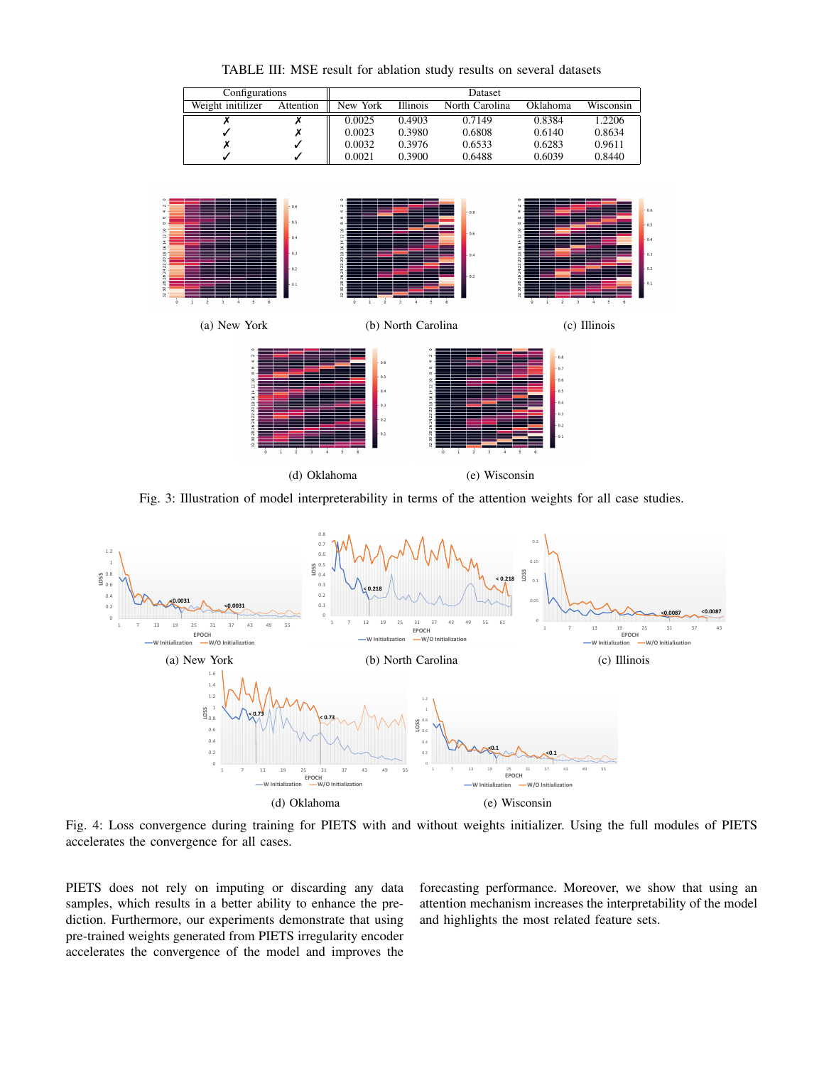TABLE III: MSE result for ablation study results on several datasets

| Configurations | | Dataset | | | | |
|---|---|---|---|---|---|---|
| Weight initilizer | Attention | New York | Illinois | North Carolina | Oklahoma | Wisconsin |
| ✗ | ✗ | 0.0025 | 0.4903 | 0.7149 | 0.8384 | 1.2206 |
| ✓ | ✗ | 0.0023 | 0.3980 | 0.6808 | 0.6140 | 0.8634 |
| ✗ | ✓ | 0.0032 | 0.3976 | 0.6533 | 0.6283 | 0.9611 |
| ✓ | ✓ | 0.0021 | 0.3900 | 0.6488 | 0.6039 | 0.8440 |

(a) New York (b) North Carolina (c) Illinois

(d) Oklahoma (e) Wisconsin

Fig. 3: Illustration of model interpreteability in terms of the attention weights for all case studies.

(a) New York (b) North Carolina (c) Illinois

(d) Oklahoma (e) Wisconsin

Fig. 4: Loss convergence during training for PIETS with and without weights initializer. Using the full modules of PIETS accelerates the convergence for all cases.

PIETS does not rely on imputing or discarding any data samples, which results in a better ability to enhance the prediction. Furthermore, our experiments demonstrate that using pre-trained weights generated from PIETS irregularity encoder accelerates the convergence of the model and improves the forecasting performance. Moreover, we show that using an attention mechanism increases the interpretability of the model and highlights the most related feature sets.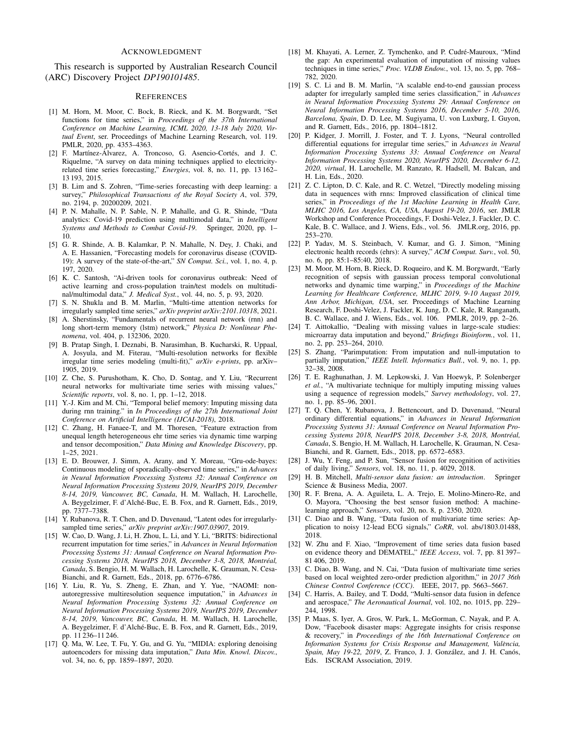## Acknowledgment

This research is supported by Australian Research Council (ARC) Discovery Project *DP190101485*.

## References

[1] M. Horn, M. Moor, C. Bock, B. Rieck, and K. M. Borgwardt, "Set functions for time series," in *Proceedings of the 37th International Conference on Machine Learning, ICML 2020, 13-18 July 2020, Virtual Event*, ser. Proceedings of Machine Learning Research, vol. 119. PMLR, 2020, pp. 4353–4363.

[2] F. Martínez-Álvarez, A. Troncoso, G. Asencio-Cortés, and J. C. Riquelme, "A survey on data mining techniques applied to electricity-related time series forecasting," *Energies*, vol. 8, no. 11, pp. 13 162–13 193, 2015.

[3] B. Lim and S. Zohren, "Time-series forecasting with deep learning: a survey," *Philosophical Transactions of the Royal Society A*, vol. 379, no. 2194, p. 20200209, 2021.

[4] P. N. Mahalle, N. P. Sable, N. P. Mahalle, and G. R. Shinde, "Data analytics: Covid-19 prediction using multimodal data," in *Intelligent Systems and Methods to Combat Covid-19*. Springer, 2020, pp. 1–10.

[5] G. R. Shinde, A. B. Kalamkar, P. N. Mahalle, N. Dey, J. Chaki, and A. E. Hassanien, "Forecasting models for coronavirus disease (COVID-19): A survey of the state-of-the-art," *SN Comput. Sci.*, vol. 1, no. 4, p. 197, 2020.

[6] K. C. Santosh, "Ai-driven tools for coronavirus outbreak: Need of active learning and cross-population train/test models on multitudinal/multimodal data," *J. Medical Syst.*, vol. 44, no. 5, p. 93, 2020.

[7] S. N. Shukla and B. M. Marlin, "Multi-time attention networks for irregularly sampled time series," *arXiv preprint arXiv:2101.10318*, 2021.

[8] A. Sherstinsky, "Fundamentals of recurrent neural network (rnn) and long short-term memory (lstm) network," *Physica D: Nonlinear Phenomena*, vol. 404, p. 132306, 2020.

[9] B. Pratap Singh, I. Deznabi, B. Narasimhan, B. Kucharski, R. Uppaal, A. Josyula, and M. Fiterau, "Multi-resolution networks for flexible irregular time series modeling (multi-fit)," *arXiv e-prints*, pp. arXiv–1905, 2019.

[10] Z. Che, S. Purushotham, K. Cho, D. Sontag, and Y. Liu, "Recurrent neural networks for multivariate time series with missing values," *Scientific reports*, vol. 8, no. 1, pp. 1–12, 2018.

[11] Y.-J. Kim and M. Chi, "Temporal belief memory: Imputing missing data during rnn training." in *In Proceedings of the 27th International Joint Conference on Artificial Intelligence (IJCAI-2018)*, 2018.

[12] C. Zhang, H. Fanaee-T, and M. Thoresen, "Feature extraction from unequal length heterogeneous ehr time series via dynamic time warping and tensor decomposition," *Data Mining and Knowledge Discovery*, pp. 1–25, 2021.

[13] E. D. Brouwer, J. Simm, A. Arany, and Y. Moreau, "Gru-ode-bayes: Continuous modeling of sporadically-observed time series," in *Advances in Neural Information Processing Systems 32: Annual Conference on Neural Information Processing Systems 2019, NeurIPS 2019, December 8-14, 2019, Vancouver, BC, Canada*, H. M. Wallach, H. Larochelle, A. Beygelzimer, F. d'Alché-Buc, E. B. Fox, and R. Garnett, Eds., 2019, pp. 7377–7388.

[14] Y. Rubanova, R. T. Chen, and D. Duvenaud, "Latent odes for irregularly-sampled time series," *arXiv preprint arXiv:1907.03907*, 2019.

[15] W. Cao, D. Wang, J. Li, H. Zhou, L. Li, and Y. Li, "BRITS: bidirectional recurrent imputation for time series," in *Advances in Neural Information Processing Systems 31: Annual Conference on Neural Information Processing Systems 2018, NeurIPS 2018, December 3-8, 2018, Montréal, Canada*, S. Bengio, H. M. Wallach, H. Larochelle, K. Grauman, N. Cesa-Bianchi, and R. Garnett, Eds., 2018, pp. 6776–6786.

[16] Y. Liu, R. Yu, S. Zheng, E. Zhan, and Y. Yue, "NAOMI: non-autoregressive multiresolution sequence imputation," in *Advances in Neural Information Processing Systems 32: Annual Conference on Neural Information Processing Systems 2019, NeurIPS 2019, December 8-14, 2019, Vancouver, BC, Canada*, H. M. Wallach, H. Larochelle, A. Beygelzimer, F. d'Alché-Buc, E. B. Fox, and R. Garnett, Eds., 2019, pp. 11 236–11 246.

[17] Q. Ma, W. Lee, T. Fu, Y. Gu, and G. Yu, "MIDIA: exploring denoising autoencoders for missing data imputation," *Data Min. Knowl. Discov.*, vol. 34, no. 6, pp. 1859–1897, 2020.

[18] M. Khayati, A. Lerner, Z. Tymchenko, and P. Cudré-Mauroux, "Mind the gap: An experimental evaluation of imputation of missing values techniques in time series," *Proc. VLDB Endow.*, vol. 13, no. 5, pp. 768–782, 2020.

[19] S. C. Li and B. M. Marlin, "A scalable end-to-end gaussian process adapter for irregularly sampled time series classification," in *Advances in Neural Information Processing Systems 29: Annual Conference on Neural Information Processing Systems 2016, December 5-10, 2016, Barcelona, Spain*, D. D. Lee, M. Sugiyama, U. von Luxburg, I. Guyon, and R. Garnett, Eds., 2016, pp. 1804–1812.

[20] P. Kidger, J. Morrill, J. Foster, and T. J. Lyons, "Neural controlled differential equations for irregular time series," in *Advances in Neural Information Processing Systems 33: Annual Conference on Neural Information Processing Systems 2020, NeurIPS 2020, December 6-12, 2020, virtual*, H. Larochelle, M. Ranzato, R. Hadsell, M. Balcan, and H. Lin, Eds., 2020.

[21] Z. C. Lipton, D. C. Kale, and R. C. Wetzel, "Directly modeling missing data in sequences with rnns: Improved classification of clinical time series," in *Proceedings of the 1st Machine Learning in Health Care, MLHC 2016, Los Angeles, CA, USA, August 19-20, 2016*, ser. JMLR Workshop and Conference Proceedings, F. Doshi-Velez, J. Fackler, D. C. Kale, B. C. Wallace, and J. Wiens, Eds., vol. 56. JMLR.org, 2016, pp. 253–270.

[22] P. Yadav, M. S. Steinbach, V. Kumar, and G. J. Simon, "Mining electronic health records (ehrs): A survey," *ACM Comput. Surv.*, vol. 50, no. 6, pp. 85:1–85:40, 2018.

[23] M. Moor, M. Horn, B. Rieck, D. Roqueiro, and K. M. Borgwardt, "Early recognition of sepsis with gaussian process temporal convolutional networks and dynamic time warping," in *Proceedings of the Machine Learning for Healthcare Conference, MLHC 2019, 9-10 August 2019, Ann Arbor, Michigan, USA*, ser. Proceedings of Machine Learning Research, F. Doshi-Velez, J. Fackler, K. Jung, D. C. Kale, R. Ranganath, B. C. Wallace, and J. Wiens, Eds., vol. 106. PMLR, 2019, pp. 2–26.

[24] T. Aittokallio, "Dealing with missing values in large-scale studies: microarray data imputation and beyond," *Briefings Bioinform.*, vol. 11, no. 2, pp. 253–264, 2010.

[25] S. Zhang, "Parimputation: From imputation and null-imputation to partially imputation," *IEEE Intell. Informatics Bull.*, vol. 9, no. 1, pp. 32–38, 2008.

[26] T. E. Raghunathan, J. M. Lepkowski, J. Van Hoewyk, P. Solenberger *et al.*, "A multivariate technique for multiply imputing missing values using a sequence of regression models," *Survey methodology*, vol. 27, no. 1, pp. 85–96, 2001.

[27] T. Q. Chen, Y. Rubanova, J. Bettencourt, and D. Duvenaud, "Neural ordinary differential equations," in *Advances in Neural Information Processing Systems 31: Annual Conference on Neural Information Processing Systems 2018, NeurIPS 2018, December 3-8, 2018, Montréal, Canada*, S. Bengio, H. M. Wallach, H. Larochelle, K. Grauman, N. Cesa-Bianchi, and R. Garnett, Eds., 2018, pp. 6572–6583.

[28] J. Wu, Y. Feng, and P. Sun, "Sensor fusion for recognition of activities of daily living," *Sensors*, vol. 18, no. 11, p. 4029, 2018.

[29] H. B. Mitchell, *Multi-sensor data fusion: an introduction*. Springer Science & Business Media, 2007.

[30] R. F. Brena, A. A. Aguileta, L. A. Trejo, E. Molino-Minero-Re, and O. Mayora, "Choosing the best sensor fusion method: A machine-learning approach," *Sensors*, vol. 20, no. 8, p. 2350, 2020.

[31] C. Diao and B. Wang, "Data fusion of multivariate time series: Application to noisy 12-lead ECG signals," *CoRR*, vol. abs/1803.01488, 2018.

[32] W. Zhu and F. Xiao, "Improvement of time series data fusion based on evidence theory and DEMATEL," *IEEE Access*, vol. 7, pp. 81 397–81 406, 2019.

[33] C. Diao, B. Wang, and N. Cai, "Data fusion of multivariate time series based on local weighted zero-order prediction algorithm," in *2017 36th Chinese Control Conference (CCC)*. IEEE, 2017, pp. 5663–5667.

[34] C. Harris, A. Bailey, and T. Dodd, "Multi-sensor data fusion in defence and aerospace," *The Aeronautical Journal*, vol. 102, no. 1015, pp. 229–244, 1998.

[35] P. Maas, S. Iyer, A. Gros, W. Park, L. McGorman, C. Nayak, and P. A. Dow, "Facebook disaster maps: Aggregate insights for crisis response & recovery," in *Proceedings of the 16th International Conference on Information Systems for Crisis Response and Management, València, Spain, May 19-22, 2019*, Z. Franco, J. J. González, and J. H. Canós, Eds. ISCRAM Association, 2019.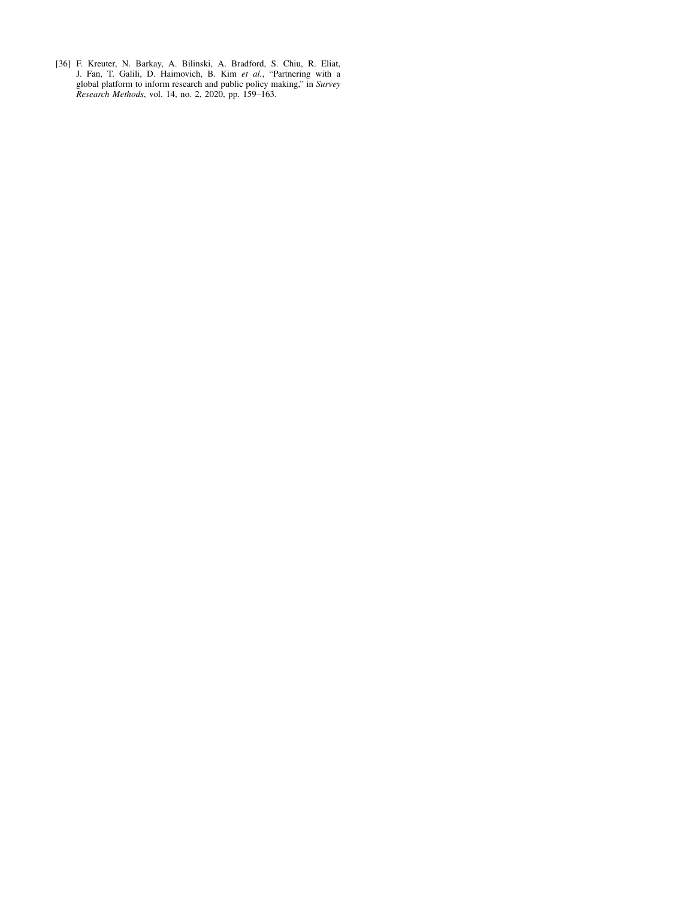[36] F. Kreuter, N. Barkay, A. Bilinski, A. Bradford, S. Chiu, R. Eliat, J. Fan, T. Galili, D. Haimovich, B. Kim *et al.*, "Partnering with a global platform to inform research and public policy making," in *Survey Research Methods*, vol. 14, no. 2, 2020, pp. 159–163.